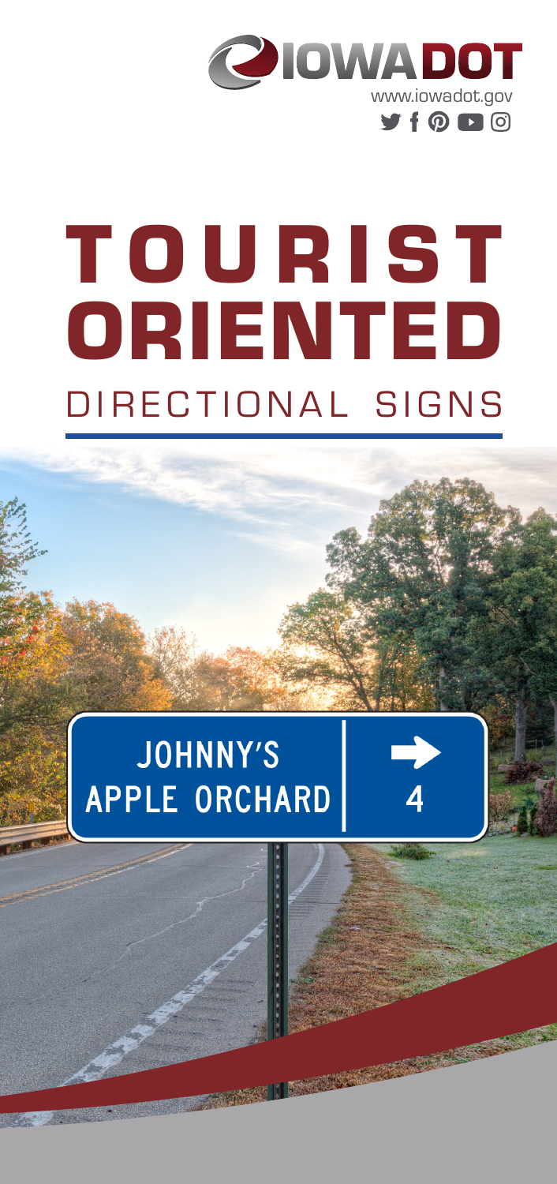IOWA DOT

www.iowadot.gov

# TOURIST ORIENTED

## DIRECTIONAL SIGNS

JOHNNY'S APPLE ORCHARD → 4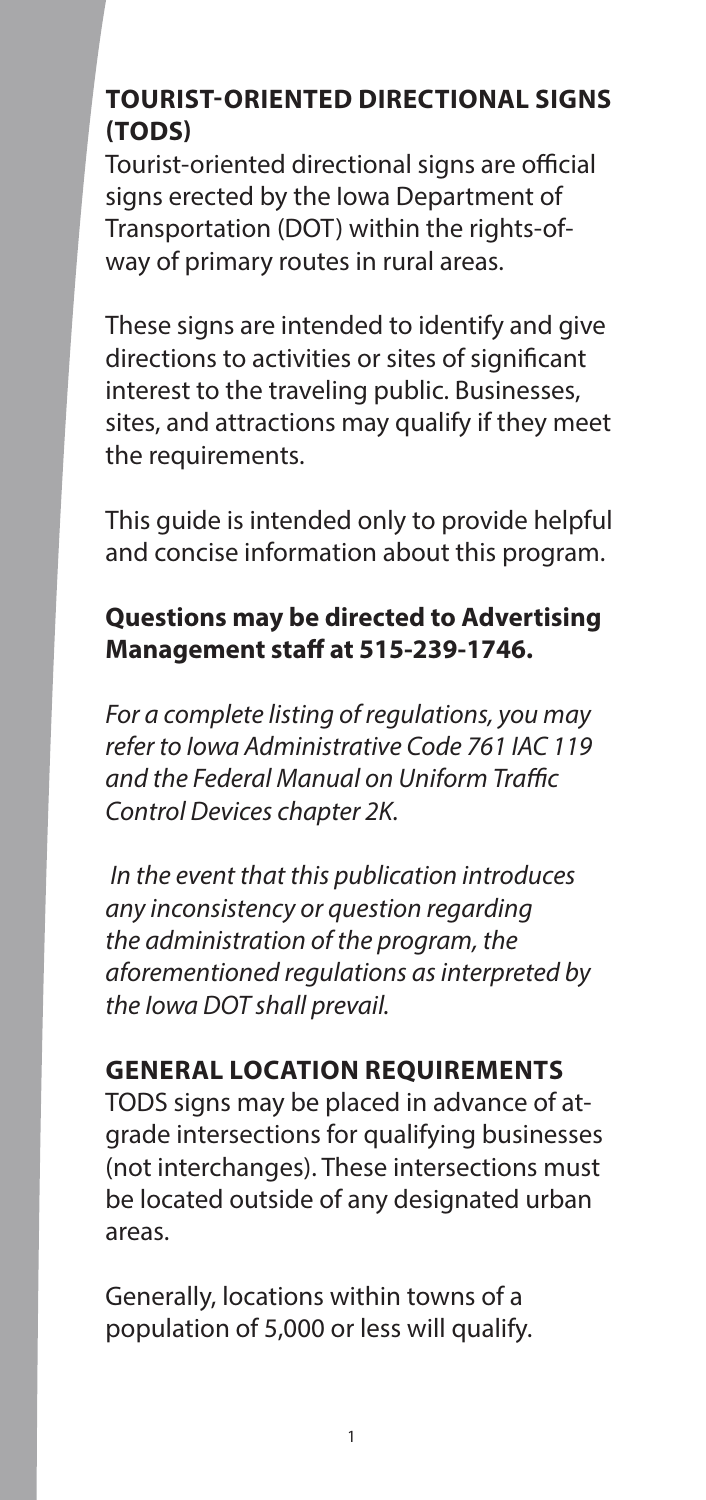## TOURIST-ORIENTED DIRECTIONAL SIGNS (TODS)

Tourist-oriented directional signs are official signs erected by the Iowa Department of Transportation (DOT) within the rights-of-way of primary routes in rural areas.

These signs are intended to identify and give directions to activities or sites of significant interest to the traveling public. Businesses, sites, and attractions may qualify if they meet the requirements.

This guide is intended only to provide helpful and concise information about this program.

**Questions may be directed to Advertising Management staff at 515-239-1746.**

*For a complete listing of regulations, you may refer to Iowa Administrative Code 761 IAC 119 and the Federal Manual on Uniform Traffic Control Devices chapter 2K.*

*In the event that this publication introduces any inconsistency or question regarding the administration of the program, the aforementioned regulations as interpreted by the Iowa DOT shall prevail.*

## GENERAL LOCATION REQUIREMENTS

TODS signs may be placed in advance of at-grade intersections for qualifying businesses (not interchanges). These intersections must be located outside of any designated urban areas.

Generally, locations within towns of a population of 5,000 or less will qualify.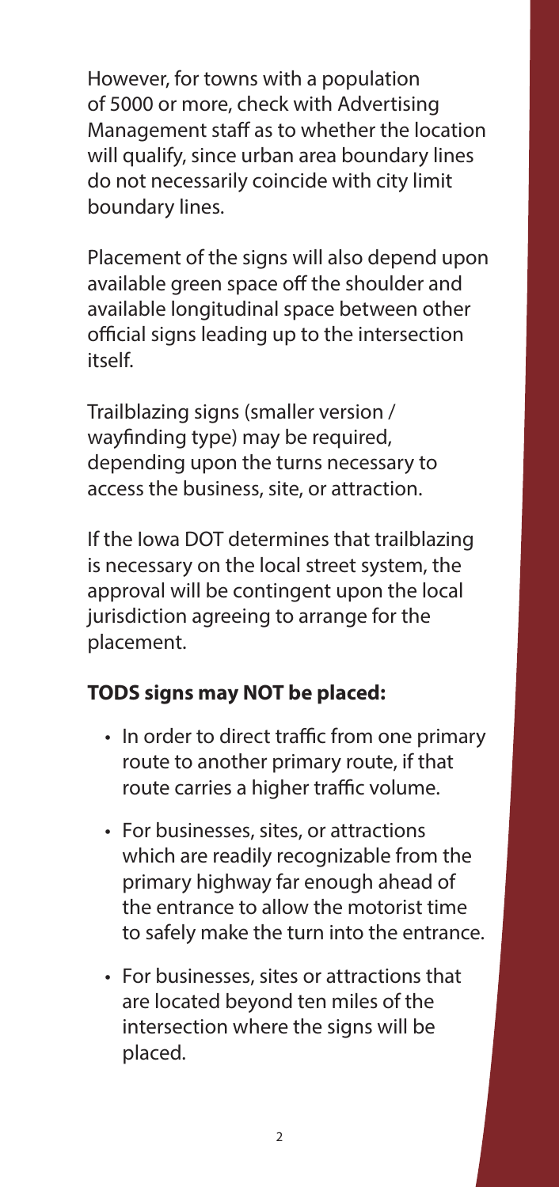However, for towns with a population of 5000 or more, check with Advertising Management staff as to whether the location will qualify, since urban area boundary lines do not necessarily coincide with city limit boundary lines.

Placement of the signs will also depend upon available green space off the shoulder and available longitudinal space between other official signs leading up to the intersection itself.

Trailblazing signs (smaller version / wayfinding type) may be required, depending upon the turns necessary to access the business, site, or attraction.

If the Iowa DOT determines that trailblazing is necessary on the local street system, the approval will be contingent upon the local jurisdiction agreeing to arrange for the placement.

**TODS signs may NOT be placed:**

- In order to direct traffic from one primary route to another primary route, if that route carries a higher traffic volume.
- For businesses, sites, or attractions which are readily recognizable from the primary highway far enough ahead of the entrance to allow the motorist time to safely make the turn into the entrance.
- For businesses, sites or attractions that are located beyond ten miles of the intersection where the signs will be placed.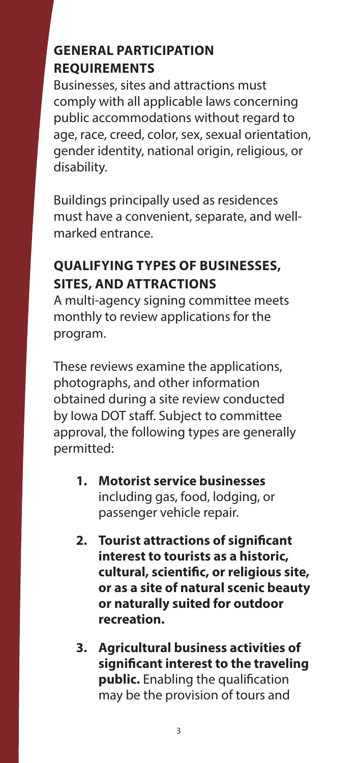## GENERAL PARTICIPATION REQUIREMENTS

Businesses, sites and attractions must comply with all applicable laws concerning public accommodations without regard to age, race, creed, color, sex, sexual orientation, gender identity, national origin, religious, or disability.

Buildings principally used as residences must have a convenient, separate, and well-marked entrance.

## QUALIFYING TYPES OF BUSINESSES, SITES, AND ATTRACTIONS

A multi-agency signing committee meets monthly to review applications for the program.

These reviews examine the applications, photographs, and other information obtained during a site review conducted by Iowa DOT staff. Subject to committee approval, the following types are generally permitted:

1. **Motorist service businesses** including gas, food, lodging, or passenger vehicle repair.
2. **Tourist attractions of significant interest to tourists as a historic, cultural, scientific, or religious site, or as a site of natural scenic beauty or naturally suited for outdoor recreation.**
3. **Agricultural business activities of significant interest to the traveling public.** Enabling the qualification may be the provision of tours and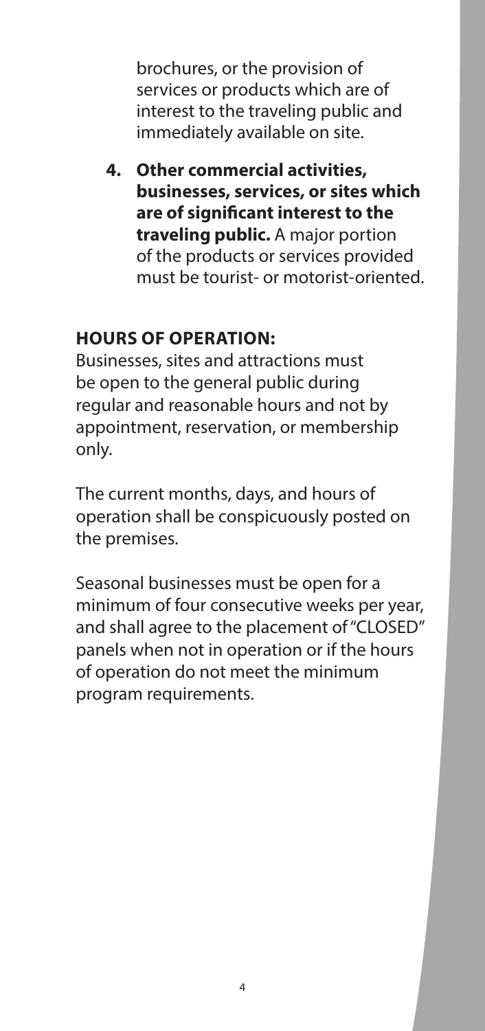brochures, or the provision of services or products which are of interest to the traveling public and immediately available on site.

4. **Other commercial activities, businesses, services, or sites which are of significant interest to the traveling public.** A major portion of the products or services provided must be tourist- or motorist-oriented.

### HOURS OF OPERATION:

Businesses, sites and attractions must be open to the general public during regular and reasonable hours and not by appointment, reservation, or membership only.

The current months, days, and hours of operation shall be conspicuously posted on the premises.

Seasonal businesses must be open for a minimum of four consecutive weeks per year, and shall agree to the placement of "CLOSED" panels when not in operation or if the hours of operation do not meet the minimum program requirements.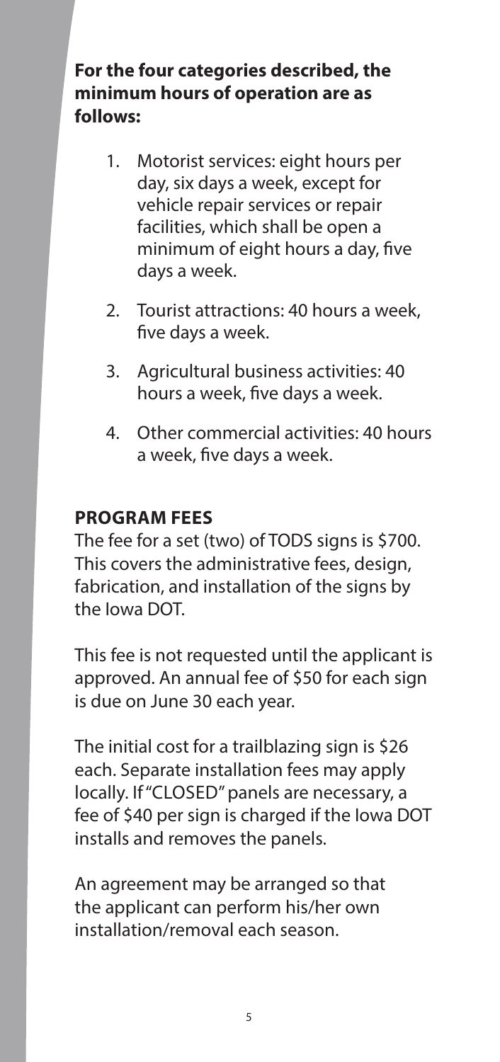**For the four categories described, the minimum hours of operation are as follows:**

1. Motorist services: eight hours per day, six days a week, except for vehicle repair services or repair facilities, which shall be open a minimum of eight hours a day, five days a week.
2. Tourist attractions: 40 hours a week, five days a week.
3. Agricultural business activities: 40 hours a week, five days a week.
4. Other commercial activities: 40 hours a week, five days a week.

## PROGRAM FEES

The fee for a set (two) of TODS signs is $700. This covers the administrative fees, design, fabrication, and installation of the signs by the Iowa DOT.

This fee is not requested until the applicant is approved. An annual fee of $50 for each sign is due on June 30 each year.

The initial cost for a trailblazing sign is $26 each. Separate installation fees may apply locally. If "CLOSED" panels are necessary, a fee of $40 per sign is charged if the Iowa DOT installs and removes the panels.

An agreement may be arranged so that the applicant can perform his/her own installation/removal each season.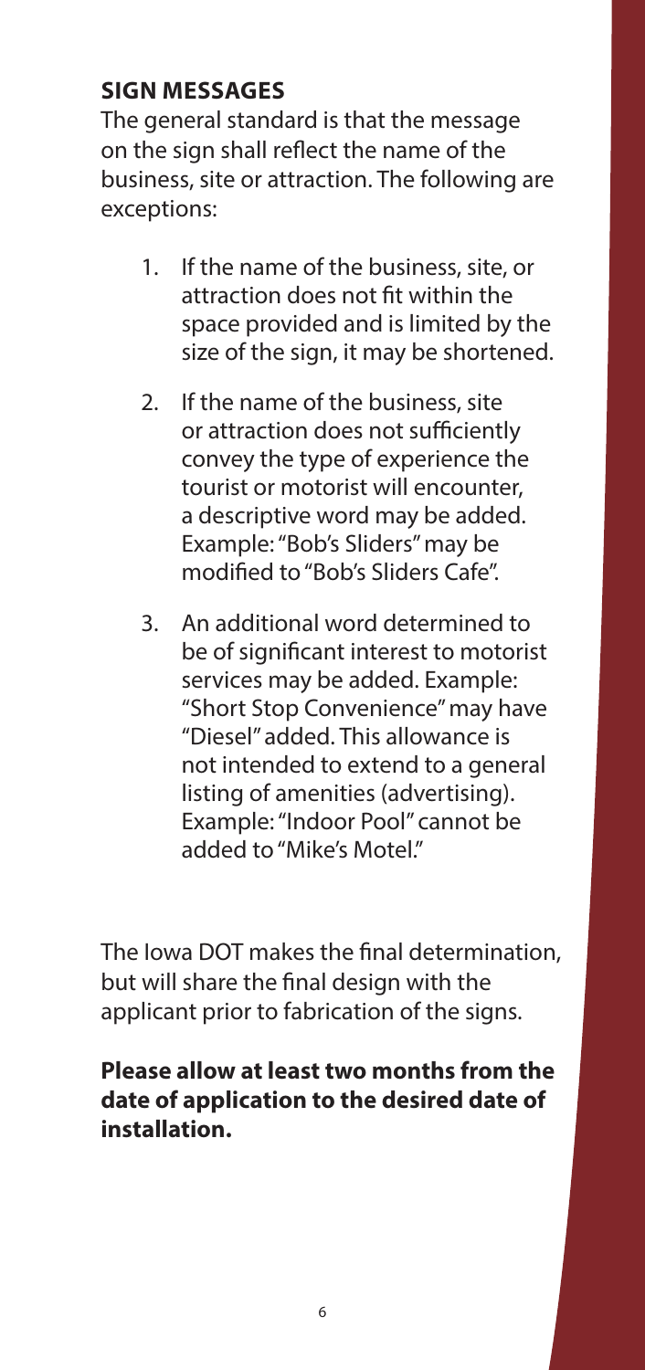## SIGN MESSAGES

The general standard is that the message on the sign shall reflect the name of the business, site or attraction. The following are exceptions:

1. If the name of the business, site, or attraction does not fit within the space provided and is limited by the size of the sign, it may be shortened.
2. If the name of the business, site or attraction does not sufficiently convey the type of experience the tourist or motorist will encounter, a descriptive word may be added. Example: "Bob's Sliders" may be modified to "Bob's Sliders Cafe".
3. An additional word determined to be of significant interest to motorist services may be added. Example: "Short Stop Convenience" may have "Diesel" added. This allowance is not intended to extend to a general listing of amenities (advertising). Example: "Indoor Pool" cannot be added to "Mike's Motel."

The Iowa DOT makes the final determination, but will share the final design with the applicant prior to fabrication of the signs.

**Please allow at least two months from the date of application to the desired date of installation.**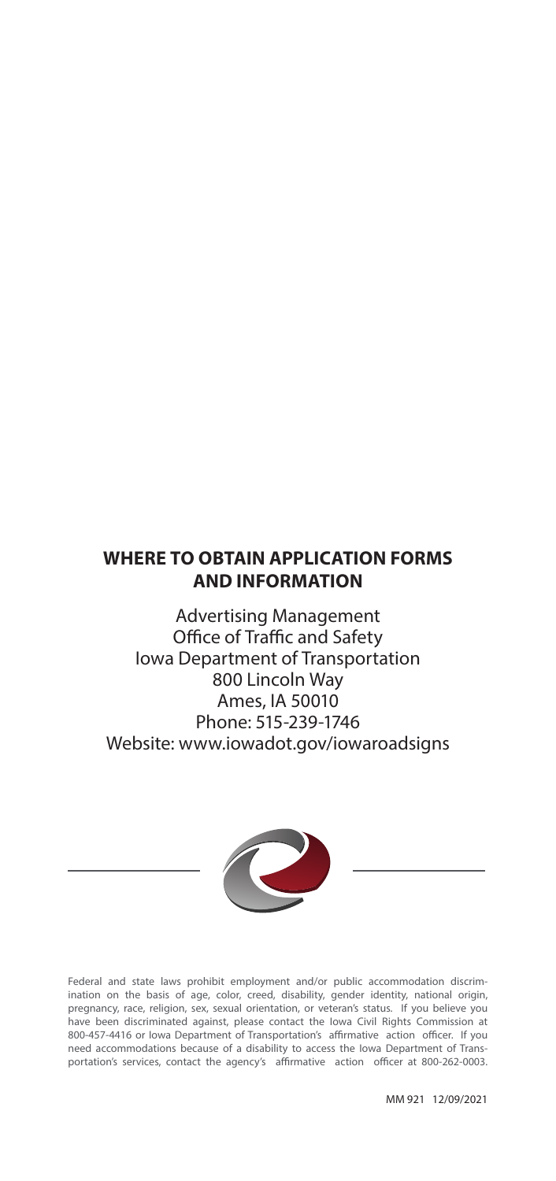## WHERE TO OBTAIN APPLICATION FORMS AND INFORMATION

Advertising Management
Office of Traffic and Safety
Iowa Department of Transportation
800 Lincoln Way
Ames, IA 50010
Phone: 515-239-1746
Website: www.iowadot.gov/iowaroadsigns

Federal and state laws prohibit employment and/or public accommodation discrimination on the basis of age, color, creed, disability, gender identity, national origin, pregnancy, race, religion, sex, sexual orientation, or veteran's status. If you believe you have been discriminated against, please contact the Iowa Civil Rights Commission at 800-457-4416 or Iowa Department of Transportation's affirmative action officer. If you need accommodations because of a disability to access the Iowa Department of Transportation's services, contact the agency's affirmative action officer at 800-262-0003.

MM 921 12/09/2021